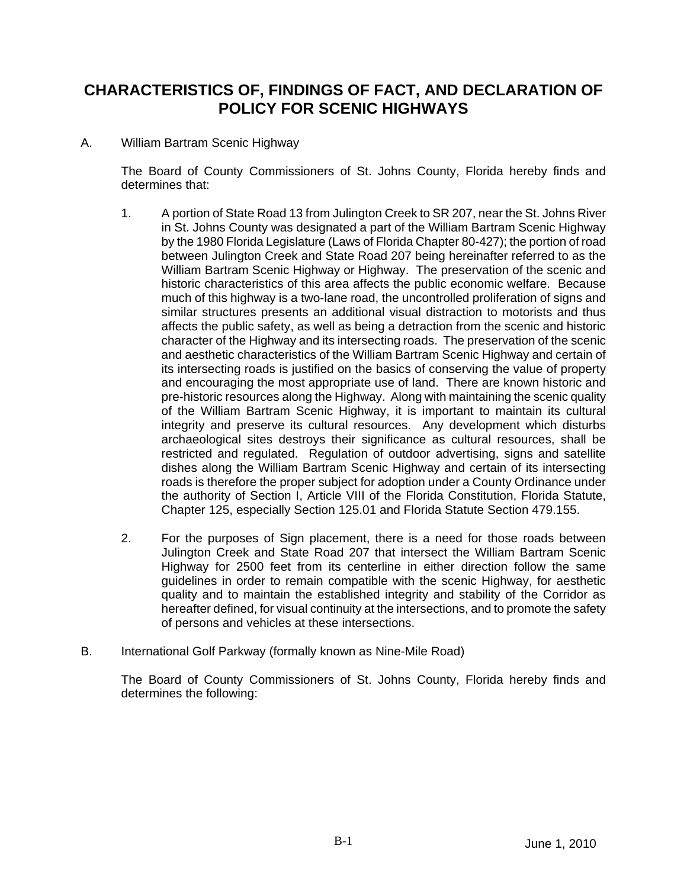# CHARACTERISTICS OF, FINDINGS OF FACT, AND DECLARATION OF POLICY FOR SCENIC HIGHWAYS

A. William Bartram Scenic Highway

The Board of County Commissioners of St. Johns County, Florida hereby finds and determines that:

1. A portion of State Road 13 from Julington Creek to SR 207, near the St. Johns River in St. Johns County was designated a part of the William Bartram Scenic Highway by the 1980 Florida Legislature (Laws of Florida Chapter 80-427); the portion of road between Julington Creek and State Road 207 being hereinafter referred to as the William Bartram Scenic Highway or Highway. The preservation of the scenic and historic characteristics of this area affects the public economic welfare. Because much of this highway is a two-lane road, the uncontrolled proliferation of signs and similar structures presents an additional visual distraction to motorists and thus affects the public safety, as well as being a detraction from the scenic and historic character of the Highway and its intersecting roads. The preservation of the scenic and aesthetic characteristics of the William Bartram Scenic Highway and certain of its intersecting roads is justified on the basics of conserving the value of property and encouraging the most appropriate use of land. There are known historic and pre-historic resources along the Highway. Along with maintaining the scenic quality of the William Bartram Scenic Highway, it is important to maintain its cultural integrity and preserve its cultural resources. Any development which disturbs archaeological sites destroys their significance as cultural resources, shall be restricted and regulated. Regulation of outdoor advertising, signs and satellite dishes along the William Bartram Scenic Highway and certain of its intersecting roads is therefore the proper subject for adoption under a County Ordinance under the authority of Section I, Article VIII of the Florida Constitution, Florida Statute, Chapter 125, especially Section 125.01 and Florida Statute Section 479.155.

2. For the purposes of Sign placement, there is a need for those roads between Julington Creek and State Road 207 that intersect the William Bartram Scenic Highway for 2500 feet from its centerline in either direction follow the same guidelines in order to remain compatible with the scenic Highway, for aesthetic quality and to maintain the established integrity and stability of the Corridor as hereafter defined, for visual continuity at the intersections, and to promote the safety of persons and vehicles at these intersections.

B. International Golf Parkway (formally known as Nine-Mile Road)

The Board of County Commissioners of St. Johns County, Florida hereby finds and determines the following: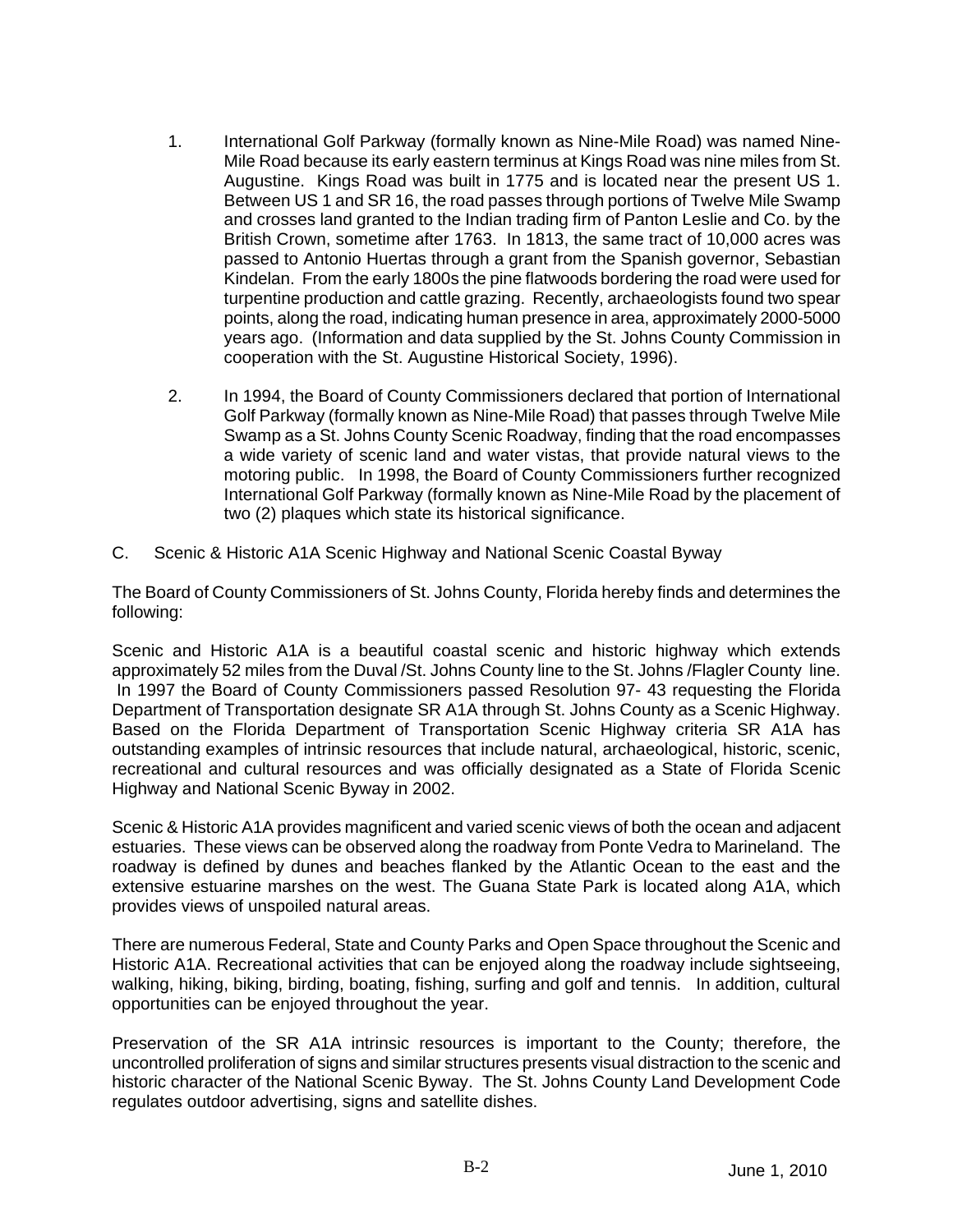1. International Golf Parkway (formally known as Nine-Mile Road) was named Nine-Mile Road because its early eastern terminus at Kings Road was nine miles from St. Augustine. Kings Road was built in 1775 and is located near the present US 1. Between US 1 and SR 16, the road passes through portions of Twelve Mile Swamp and crosses land granted to the Indian trading firm of Panton Leslie and Co. by the British Crown, sometime after 1763. In 1813, the same tract of 10,000 acres was passed to Antonio Huertas through a grant from the Spanish governor, Sebastian Kindelan. From the early 1800s the pine flatwoods bordering the road were used for turpentine production and cattle grazing. Recently, archaeologists found two spear points, along the road, indicating human presence in area, approximately 2000-5000 years ago. (Information and data supplied by the St. Johns County Commission in cooperation with the St. Augustine Historical Society, 1996).

2. In 1994, the Board of County Commissioners declared that portion of International Golf Parkway (formally known as Nine-Mile Road) that passes through Twelve Mile Swamp as a St. Johns County Scenic Roadway, finding that the road encompasses a wide variety of scenic land and water vistas, that provide natural views to the motoring public. In 1998, the Board of County Commissioners further recognized International Golf Parkway (formally known as Nine-Mile Road by the placement of two (2) plaques which state its historical significance.

C. Scenic & Historic A1A Scenic Highway and National Scenic Coastal Byway

The Board of County Commissioners of St. Johns County, Florida hereby finds and determines the following:

Scenic and Historic A1A is a beautiful coastal scenic and historic highway which extends approximately 52 miles from the Duval /St. Johns County line to the St. Johns /Flagler County line. In 1997 the Board of County Commissioners passed Resolution 97- 43 requesting the Florida Department of Transportation designate SR A1A through St. Johns County as a Scenic Highway. Based on the Florida Department of Transportation Scenic Highway criteria SR A1A has outstanding examples of intrinsic resources that include natural, archaeological, historic, scenic, recreational and cultural resources and was officially designated as a State of Florida Scenic Highway and National Scenic Byway in 2002.

Scenic & Historic A1A provides magnificent and varied scenic views of both the ocean and adjacent estuaries. These views can be observed along the roadway from Ponte Vedra to Marineland. The roadway is defined by dunes and beaches flanked by the Atlantic Ocean to the east and the extensive estuarine marshes on the west. The Guana State Park is located along A1A, which provides views of unspoiled natural areas.

There are numerous Federal, State and County Parks and Open Space throughout the Scenic and Historic A1A. Recreational activities that can be enjoyed along the roadway include sightseeing, walking, hiking, biking, birding, boating, fishing, surfing and golf and tennis. In addition, cultural opportunities can be enjoyed throughout the year.

Preservation of the SR A1A intrinsic resources is important to the County; therefore, the uncontrolled proliferation of signs and similar structures presents visual distraction to the scenic and historic character of the National Scenic Byway. The St. Johns County Land Development Code regulates outdoor advertising, signs and satellite dishes.